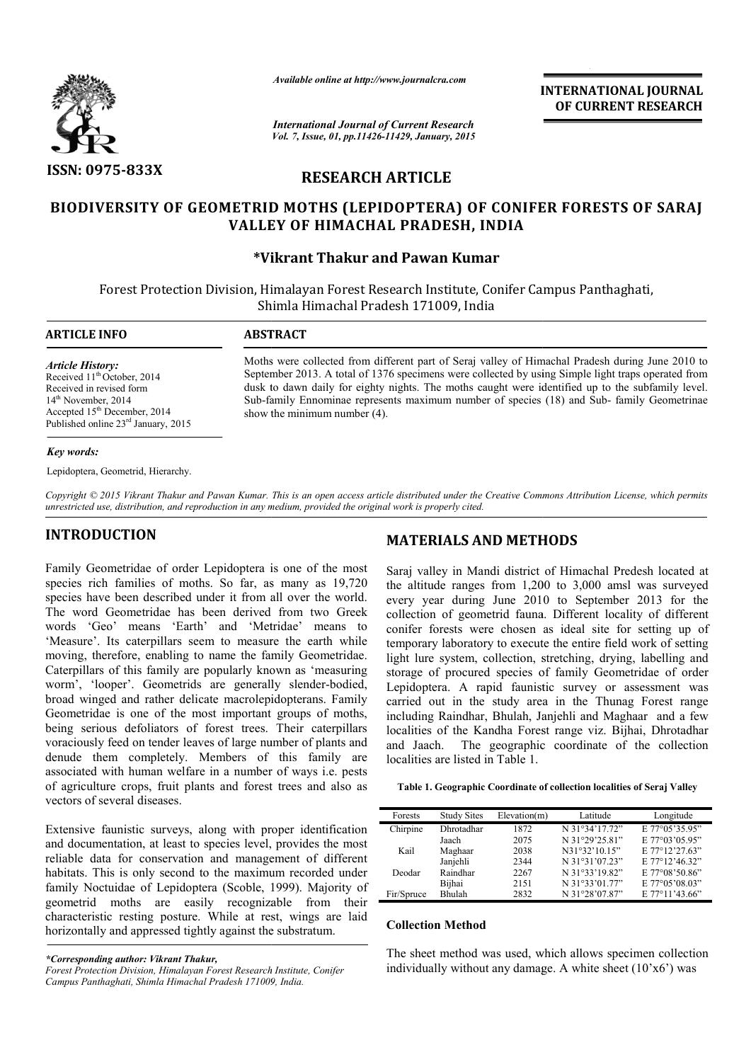ISSN: 0975-833X

*Available online at http://www.journalcra.com*

*International Journal of Current Research*
*Vol. 7, Issue, 01, pp.11426-11429, January, 2015*

**INTERNATIONAL JOURNAL OF CURRENT RESEARCH**

## RESEARCH ARTICLE

# BIODIVERSITY OF GEOMETRID MOTHS (LEPIDOPTERA) OF CONIFER FORESTS OF SARAJ VALLEY OF HIMACHAL PRADESH, INDIA

### *Vikrant Thakur and Pawan Kumar

Forest Protection Division, Himalayan Forest Research Institute, Conifer Campus Panthaghati, Shimla Himachal Pradesh 171009, India

**ARTICLE INFO**

*Article History:*
Received 11th October, 2014
Received in revised form
14th November, 2014
Accepted 15th December, 2014
Published online 23rd January, 2015

*Key words:*
Lepidoptera, Geometrid, Hierarchy.

**ABSTRACT**

Moths were collected from different part of Seraj valley of Himachal Pradesh during June 2010 to September 2013. A total of 1376 specimens were collected by using Simple light traps operated from dusk to dawn daily for eighty nights. The moths caught were identified up to the subfamily level. Sub-family Ennominae represents maximum number of species (18) and Sub- family Geometrinae show the minimum number (4).

*Copyright © 2015 Vikrant Thakur and Pawan Kumar. This is an open access article distributed under the Creative Commons Attribution License, which permits unrestricted use, distribution, and reproduction in any medium, provided the original work is properly cited.*

## INTRODUCTION

Family Geometridae of order Lepidoptera is one of the most species rich families of moths. So far, as many as 19,720 species have been described under it from all over the world. The word Geometridae has been derived from two Greek words 'Geo' means 'Earth' and 'Metridae' means to 'Measure'. Its caterpillars seem to measure the earth while moving, therefore, enabling to name the family Geometridae. Caterpillars of this family are popularly known as 'measuring worm', 'looper'. Geometrids are generally slender-bodied, broad winged and rather delicate macrolepidopterans. Family Geometridae is one of the most important groups of moths, being serious defoliators of forest trees. Their caterpillars voraciously feed on tender leaves of large number of plants and denude them completely. Members of this family are associated with human welfare in a number of ways i.e. pests of agriculture crops, fruit plants and forest trees and also as vectors of several diseases.

Extensive faunistic surveys, along with proper identification and documentation, at least to species level, provides the most reliable data for conservation and management of different habitats. This is only second to the maximum recorded under family Noctuidae of Lepidoptera (Scoble, 1999). Majority of geometrid moths are easily recognizable from their characteristic resting posture. While at rest, wings are laid horizontally and appressed tightly against the substratum.

*\*Corresponding author: Vikrant Thakur,*
*Forest Protection Division, Himalayan Forest Research Institute, Conifer Campus Panthaghati, Shimla Himachal Pradesh 171009, India.*

## MATERIALS AND METHODS

Saraj valley in Mandi district of Himachal Predesh located at the altitude ranges from 1,200 to 3,000 amsl was surveyed every year during June 2010 to September 2013 for the collection of geometrid fauna. Different locality of different conifer forests were chosen as ideal site for setting up of temporary laboratory to execute the entire field work of setting light lure system, collection, stretching, drying, labelling and storage of procured species of family Geometridae of order Lepidoptera. A rapid faunistic survey or assessment was carried out in the study area in the Thunag Forest range including Raindhar, Bhulah, Janjehli and Maghaar and a few localities of the Kandha Forest range viz. Bijhai, Dhrotadhar and Jaach. The geographic coordinate of the collection localities are listed in Table 1.

**Table 1. Geographic Coordinate of collection localities of Seraj Valley**

| Forests | Study Sites | Elevation(m) | Latitude | Longitude |
|---|---|---|---|---|
| Chirpine | Dhrotadhar | 1872 | N 31°34'17.72" | E 77°05'35.95" |
| | Jaach | 2075 | N 31°29'25.81" | E 77°03'05.95" |
| Kail | Maghaar | 2038 | N31°32'10.15" | E 77°12'27.63" |
| | Janjehli | 2344 | N 31°31'07.23" | E 77°12'46.32" |
| Deodar | Raindhar | 2267 | N 31°33'19.82" | E 77°08'50.86" |
| | Bijhai | 2151 | N 31°33'01.77" | E 77°05'08.03" |
| Fir/Spruce | Bhulah | 2832 | N 31°28'07.87" | E 77°11'43.66" |

### Collection Method

The sheet method was used, which allows specimen collection individually without any damage. A white sheet (10'x6') was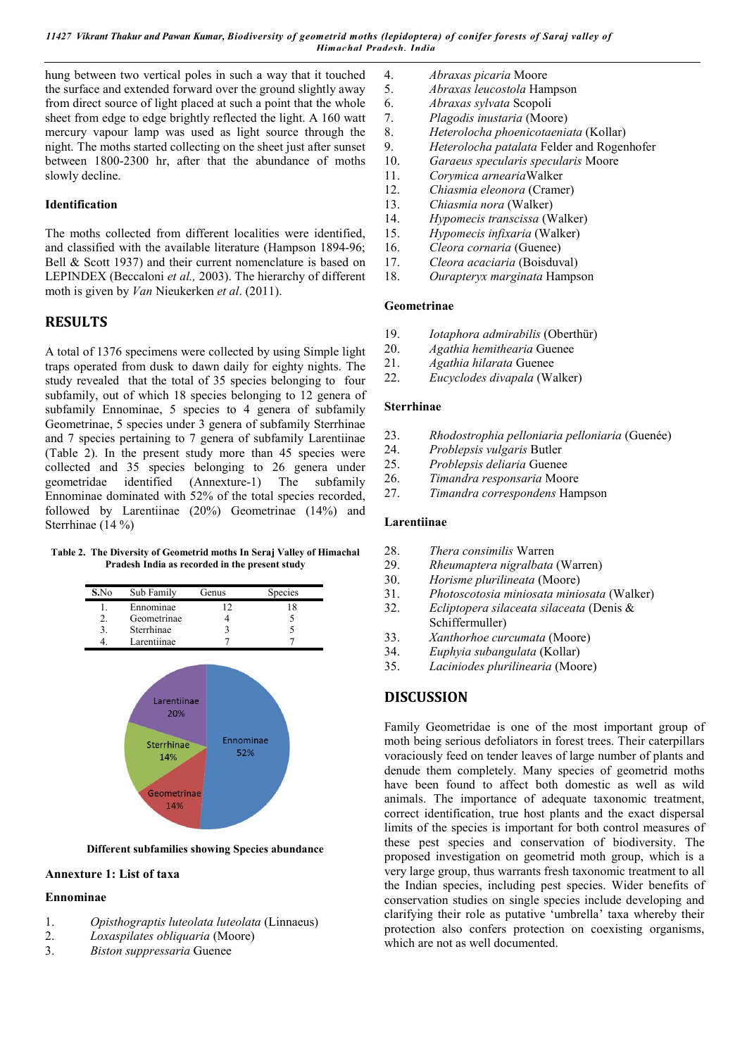hung between two vertical poles in such a way that it touched the surface and extended forward over the ground slightly away from direct source of light placed at such a point that the whole sheet from edge to edge brightly reflected the light. A 160 watt mercury vapour lamp was used as light source through the night. The moths started collecting on the sheet just after sunset between 1800-2300 hr, after that the abundance of moths slowly decline.

### Identification

The moths collected from different localities were identified, and classified with the available literature (Hampson 1894-96; Bell & Scott 1937) and their current nomenclature is based on LEPINDEX (Beccaloni *et al.,* 2003). The hierarchy of different moth is given by *Van* Nieukerken *et al*. (2011).

## RESULTS

A total of 1376 specimens were collected by using Simple light traps operated from dusk to dawn daily for eighty nights. The study revealed that the total of 35 species belonging to four subfamily, out of which 18 species belonging to 12 genera of subfamily Ennominae, 5 species to 4 genera of subfamily Geometrinae, 5 species under 3 genera of subfamily Sterrhinae and 7 species pertaining to 7 genera of subfamily Larentiinae (Table 2). In the present study more than 45 species were collected and 35 species belonging to 26 genera under geometridae identified (Annexture-1) The subfamily Ennominae dominated with 52% of the total species recorded, followed by Larentiinae (20%) Geometrinae (14%) and Sterrhinae (14 %)

**Table 2. The Diversity of Geometrid moths In Seraj Valley of Himachal Pradesh India as recorded in the present study**

| S.No | Sub Family | Genus | Species |
|---|---|---|---|
| 1. | Ennominae | 12 | 18 |
| 2. | Geometrinae | 4 | 5 |
| 3. | Sterrhinae | 3 | 5 |
| 4. | Larentiinae | 7 | 7 |

Larentiinae 20%, Sterrhinae 14%, Geometrinae 14%, Ennominae 52%

**Different subfamilies showing Species abundance**

### Annexture 1: List of taxa

### Ennominae

1. *Opisthograptis luteolata luteolata* (Linnaeus)
2. *Loxaspilates obliquaria* (Moore)
3. *Biston suppressaria* Guenee
4. *Abraxas picaria* Moore
5. *Abraxas leucostola* Hampson
6. *Abraxas sylvata* Scopoli
7. *Plagodis inustaria* (Moore)
8. *Heterolocha phoenicotaeniata* (Kollar)
9. *Heterolocha patalata* Felder and Rogenhofer
10. *Garaeus specularis specularis* Moore
11. *Corymica arnearia* Walker
12. *Chiasmia eleonora* (Cramer)
13. *Chiasmia nora* (Walker)
14. *Hypomecis transcissa* (Walker)
15. *Hypomecis infixaria* (Walker)
16. *Cleora cornaria* (Guenee)
17. *Cleora acaciaria* (Boisduval)
18. *Ourapteryx marginata* Hampson

### Geometrinae

19. *Iotaphora admirabilis* (Oberthür)
20. *Agathia hemithearia* Guenee
21. *Agathia hilarata* Guenee
22. *Eucyclodes divapala* (Walker)

### Sterrhinae

23. *Rhodostrophia pelloniaria pelloniaria* (Guenée)
24. *Problepsis vulgaris* Butler
25. *Problepsis deliaria* Guenee
26. *Timandra responsaria* Moore
27. *Timandra correspondens* Hampson

### Larentiinae

28. *Thera consimilis* Warren
29. *Rheumaptera nigralbata* (Warren)
30. *Horisme plurilineata* (Moore)
31. *Photoscotosia miniosata miniosata* (Walker)
32. *Ecliptopera silaceata silaceata* (Denis & Schiffermuller)
33. *Xanthorhoe curcumata* (Moore)
34. *Euphyia subangulata* (Kollar)
35. *Laciniodes plurilinearia* (Moore)

## DISCUSSION

Family Geometridae is one of the most important group of moth being serious defoliators in forest trees. Their caterpillars voraciously feed on tender leaves of large number of plants and denude them completely. Many species of geometrid moths have been found to affect both domestic as well as wild animals. The importance of adequate taxonomic treatment, correct identification, true host plants and the exact dispersal limits of the species is important for both control measures of these pest species and conservation of biodiversity. The proposed investigation on geometrid moth group, which is a very large group, thus warrants fresh taxonomic treatment to all the Indian species, including pest species. Wider benefits of conservation studies on single species include developing and clarifying their role as putative 'umbrella' taxa whereby their protection also confers protection on coexisting organisms, which are not as well documented.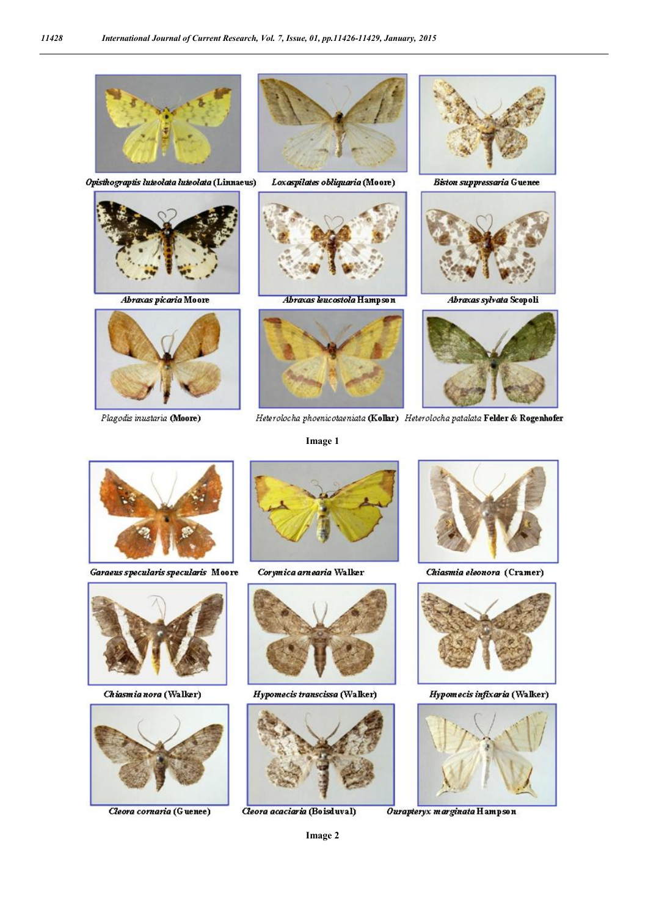*Opisthograptis luteolata luteolata* (Linnaeus)

*Loxaspilates obliquaria* (Moore)

*Biston suppressaria* Guenee

*Abraxas picaria* Moore

*Abraxas leucostola* Hampson

*Abraxas sylvata* Scopoli

*Plagodis inustaria* (Moore)

*Heterolocha phoenicotaeniata* (Kollar)

*Heterolocha patalata* Felder & Rogenhofer

**Image 1**

*Garaeus specularis specularis* Moore

*Corymica arnearia* Walker

*Chiasmia eleonora* (Cramer)

*Chiasmia nora* (Walker)

*Hypomecis transcissa* (Walker)

*Hypomecis infixaria* (Walker)

*Cleora cornaria* (Guenee)

*Cleora acaciaria* (Boisduval)

*Ourapteryx marginata* Hampson

**Image 2**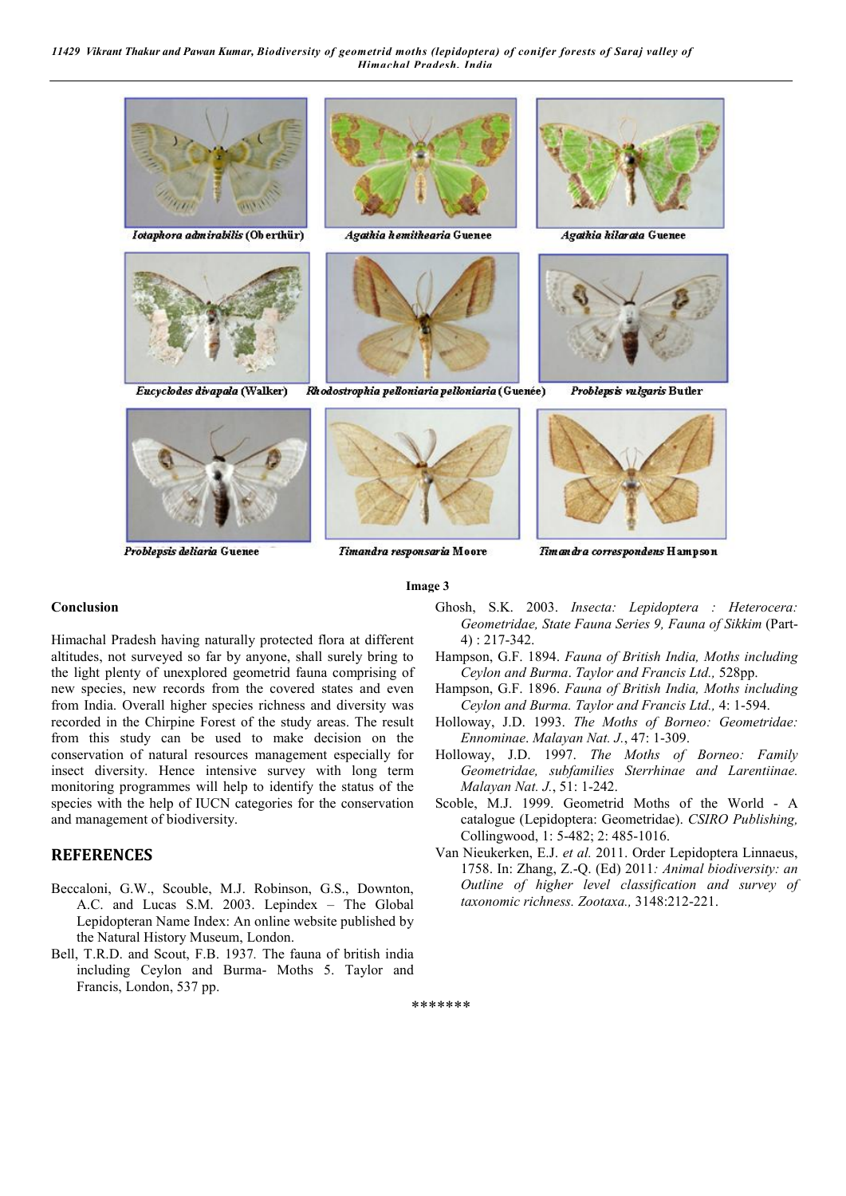*Iotaphora admirabilis* (Oberthür)

*Agathia hemithearia* Guenee

*Agathia hilarata* Guenee

*Eucyclodes divapala* (Walker)

*Rhodostrophia pelloniaria pelloniaria* (Guenée)

*Problepsis vulgaris* Butler

*Problepsis deliaria* Guenee

*Timandra responsaria* Moore

*Timandra correspondens* Hampson

**Image 3**

**Conclusion**

Himachal Pradesh having naturally protected flora at different altitudes, not surveyed so far by anyone, shall surely bring to the light plenty of unexplored geometrid fauna comprising of new species, new records from the covered states and even from India. Overall higher species richness and diversity was recorded in the Chirpine Forest of the study areas. The result from this study can be used to make decision on the conservation of natural resources management especially for insect diversity. Hence intensive survey with long term monitoring programmes will help to identify the status of the species with the help of IUCN categories for the conservation and management of biodiversity.

## REFERENCES

Beccaloni, G.W., Scouble, M.J. Robinson, G.S., Downton, A.C. and Lucas S.M. 2003. Lepindex – The Global Lepidopteran Name Index: An online website published by the Natural History Museum, London.

Bell, T.R.D. and Scout, F.B. 1937. The fauna of british india including Ceylon and Burma- Moths 5. Taylor and Francis, London, 537 pp.

Ghosh, S.K. 2003. *Insecta: Lepidoptera : Heterocera: Geometridae, State Fauna Series 9, Fauna of Sikkim* (Part-4) : 217-342.

Hampson, G.F. 1894. *Fauna of British India, Moths including Ceylon and Burma*. *Taylor and Francis Ltd.,* 528pp.

Hampson, G.F. 1896. *Fauna of British India, Moths including Ceylon and Burma. Taylor and Francis Ltd.,* 4: 1-594.

Holloway, J.D. 1993. *The Moths of Borneo: Geometridae: Ennominae*. *Malayan Nat. J.*, 47: 1-309.

Holloway, J.D. 1997. *The Moths of Borneo: Family Geometridae, subfamilies Sterrhinae and Larentiinae. Malayan Nat. J.*, 51: 1-242.

Scoble, M.J. 1999. Geometrid Moths of the World - A catalogue (Lepidoptera: Geometridae). *CSIRO Publishing,* Collingwood, 1: 5-482; 2: 485-1016.

Van Nieukerken, E.J. *et al.* 2011. Order Lepidoptera Linnaeus, 1758. In: Zhang, Z.-Q. (Ed) 2011*: Animal biodiversity: an Outline of higher level classification and survey of taxonomic richness. Zootaxa.,* 3148:212-221.

*******